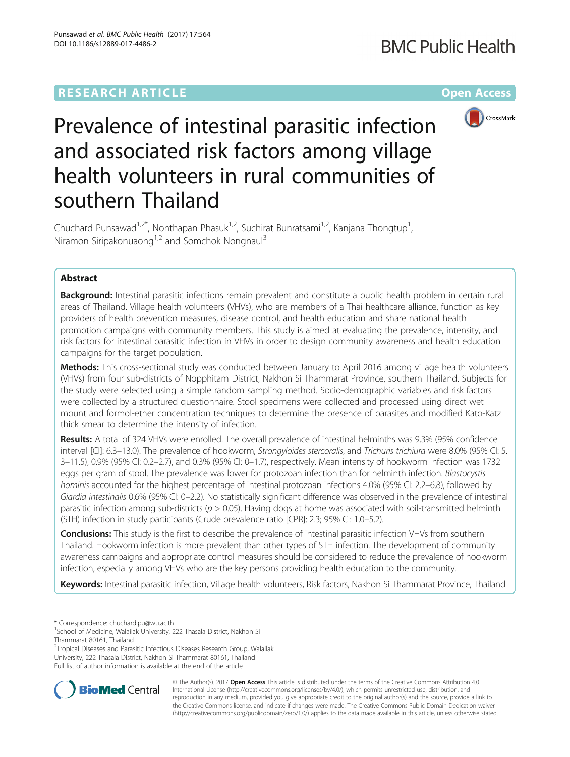RESEARCH ARTICLE

Open Access

# Prevalence of intestinal parasitic infection and associated risk factors among village health volunteers in rural communities of southern Thailand

Chuchard Punsawad[1,2*], Nonthapan Phasuk[1,2], Suchirat Bunratsami[1,2], Kanjana Thongtup[1], Niramon Siripakonuaong[1,2] and Somchok Nongnaul[3]

## Abstract

**Background:** Intestinal parasitic infections remain prevalent and constitute a public health problem in certain rural areas of Thailand. Village health volunteers (VHVs), who are members of a Thai healthcare alliance, function as key providers of health prevention measures, disease control, and health education and share national health promotion campaigns with community members. This study is aimed at evaluating the prevalence, intensity, and risk factors for intestinal parasitic infection in VHVs in order to design community awareness and health education campaigns for the target population.

**Methods:** This cross-sectional study was conducted between January to April 2016 among village health volunteers (VHVs) from four sub-districts of Nopphitam District, Nakhon Si Thammarat Province, southern Thailand. Subjects for the study were selected using a simple random sampling method. Socio-demographic variables and risk factors were collected by a structured questionnaire. Stool specimens were collected and processed using direct wet mount and formol-ether concentration techniques to determine the presence of parasites and modified Kato-Katz thick smear to determine the intensity of infection.

**Results:** A total of 324 VHVs were enrolled. The overall prevalence of intestinal helminths was 9.3% (95% confidence interval [CI]: 6.3–13.0). The prevalence of hookworm, *Strongyloides stercoralis*, and *Trichuris trichiura* were 8.0% (95% CI: 5.3–11.5), 0.9% (95% CI: 0.2–2.7), and 0.3% (95% CI: 0–1.7), respectively. Mean intensity of hookworm infection was 1732 eggs per gram of stool. The prevalence was lower for protozoan infection than for helminth infection. *Blastocystis hominis* accounted for the highest percentage of intestinal protozoan infections 4.0% (95% CI: 2.2–6.8), followed by *Giardia intestinalis* 0.6% (95% CI: 0–2.2). No statistically significant difference was observed in the prevalence of intestinal parasitic infection among sub-districts ($p > 0.05$). Having dogs at home was associated with soil-transmitted helminth (STH) infection in study participants (Crude prevalence ratio [CPR]: 2.3; 95% CI: 1.0–5.2).

**Conclusions:** This study is the first to describe the prevalence of intestinal parasitic infection VHVs from southern Thailand. Hookworm infection is more prevalent than other types of STH infection. The development of community awareness campaigns and appropriate control measures should be considered to reduce the prevalence of hookworm infection, especially among VHVs who are the key persons providing health education to the community.

**Keywords:** Intestinal parasitic infection, Village health volunteers, Risk factors, Nakhon Si Thammarat Province, Thailand

---

\* Correspondence: chuchard.pu@wu.ac.th

[1]School of Medicine, Walailak University, 222 Thasala District, Nakhon Si Thammarat 80161, Thailand

[2]Tropical Diseases and Parasitic Infectious Diseases Research Group, Walailak University, 222 Thasala District, Nakhon Si Thammarat 80161, Thailand

Full list of author information is available at the end of the article

© The Author(s). 2017 **Open Access** This article is distributed under the terms of the Creative Commons Attribution 4.0 International License (http://creativecommons.org/licenses/by/4.0/), which permits unrestricted use, distribution, and reproduction in any medium, provided you give appropriate credit to the original author(s) and the source, provide a link to the Creative Commons license, and indicate if changes were made. The Creative Commons Public Domain Dedication waiver (http://creativecommons.org/publicdomain/zero/1.0/) applies to the data made available in this article, unless otherwise stated.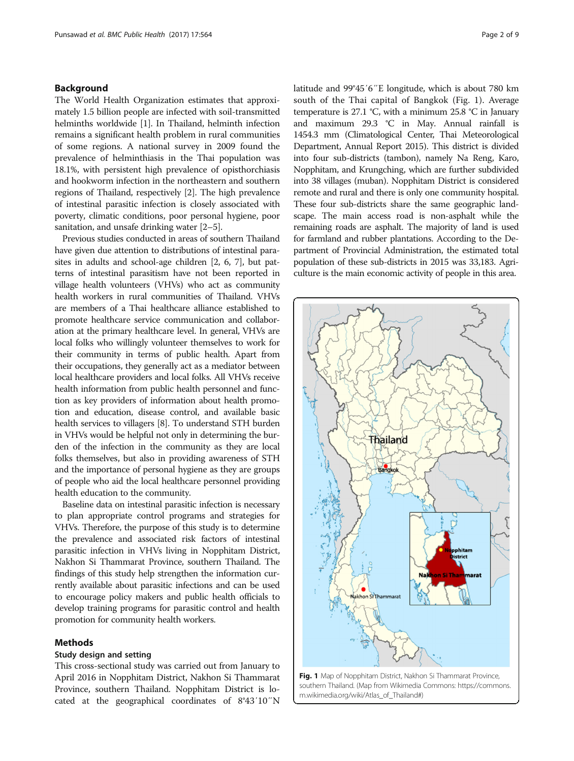## Background

The World Health Organization estimates that approximately 1.5 billion people are infected with soil-transmitted helminths worldwide [1]. In Thailand, helminth infection remains a significant health problem in rural communities of some regions. A national survey in 2009 found the prevalence of helminthiasis in the Thai population was 18.1%, with persistent high prevalence of opisthorchiasis and hookworm infection in the northeastern and southern regions of Thailand, respectively [2]. The high prevalence of intestinal parasitic infection is closely associated with poverty, climatic conditions, poor personal hygiene, poor sanitation, and unsafe drinking water [2–5].

Previous studies conducted in areas of southern Thailand have given due attention to distributions of intestinal parasites in adults and school-age children [2, 6, 7], but patterns of intestinal parasitism have not been reported in village health volunteers (VHVs) who act as community health workers in rural communities of Thailand. VHVs are members of a Thai healthcare alliance established to promote healthcare service communication and collaboration at the primary healthcare level. In general, VHVs are local folks who willingly volunteer themselves to work for their community in terms of public health. Apart from their occupations, they generally act as a mediator between local healthcare providers and local folks. All VHVs receive health information from public health personnel and function as key providers of information about health promotion and education, disease control, and available basic health services to villagers [8]. To understand STH burden in VHVs would be helpful not only in determining the burden of the infection in the community as they are local folks themselves, but also in providing awareness of STH and the importance of personal hygiene as they are groups of people who aid the local healthcare personnel providing health education to the community.

Baseline data on intestinal parasitic infection is necessary to plan appropriate control programs and strategies for VHVs. Therefore, the purpose of this study is to determine the prevalence and associated risk factors of intestinal parasitic infection in VHVs living in Nopphitam District, Nakhon Si Thammarat Province, southern Thailand. The findings of this study help strengthen the information currently available about parasitic infections and can be used to encourage policy makers and public health officials to develop training programs for parasitic control and health promotion for community health workers.

## Methods

### Study design and setting

This cross-sectional study was carried out from January to April 2016 in Nopphitam District, Nakhon Si Thammarat Province, southern Thailand. Nopphitam District is located at the geographical coordinates of 8°43′10′′N latitude and 99°45′6′′E longitude, which is about 780 km south of the Thai capital of Bangkok (Fig. 1). Average temperature is 27.1 °C, with a minimum 25.8 °C in January and maximum 29.3 °C in May. Annual rainfall is 1454.3 mm (Climatological Center, Thai Meteorological Department, Annual Report 2015). This district is divided into four sub-districts (tambon), namely Na Reng, Karo, Nopphitam, and Krungching, which are further subdivided into 38 villages (muban). Nopphitam District is considered remote and rural and there is only one community hospital. These four sub-districts share the same geographic landscape. The main access road is non-asphalt while the remaining roads are asphalt. The majority of land is used for farmland and rubber plantations. According to the Department of Provincial Administration, the estimated total population of these sub-districts in 2015 was 33,183. Agriculture is the main economic activity of people in this area.

**Fig. 1** Map of Nopphitam District, Nakhon Si Thammarat Province, southern Thailand. (Map from Wikimedia Commons: https://commons.m.wikimedia.org/wiki/Atlas_of_Thailand#)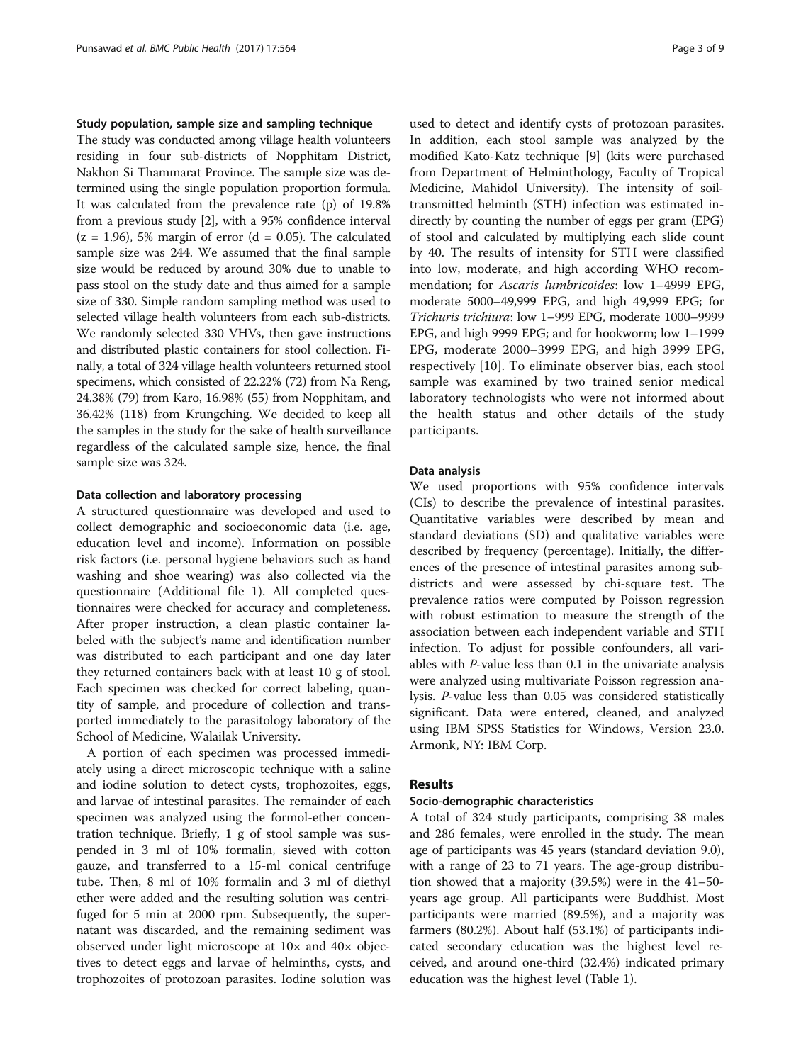### Study population, sample size and sampling technique

The study was conducted among village health volunteers residing in four sub-districts of Nopphitam District, Nakhon Si Thammarat Province. The sample size was determined using the single population proportion formula. It was calculated from the prevalence rate (p) of 19.8% from a previous study [2], with a 95% confidence interval ($z = 1.96$), 5% margin of error ($d = 0.05$). The calculated sample size was 244. We assumed that the final sample size would be reduced by around 30% due to unable to pass stool on the study date and thus aimed for a sample size of 330. Simple random sampling method was used to selected village health volunteers from each sub-districts. We randomly selected 330 VHVs, then gave instructions and distributed plastic containers for stool collection. Finally, a total of 324 village health volunteers returned stool specimens, which consisted of 22.22% (72) from Na Reng, 24.38% (79) from Karo, 16.98% (55) from Nopphitam, and 36.42% (118) from Krungching. We decided to keep all the samples in the study for the sake of health surveillance regardless of the calculated sample size, hence, the final sample size was 324.

### Data collection and laboratory processing

A structured questionnaire was developed and used to collect demographic and socioeconomic data (i.e. age, education level and income). Information on possible risk factors (i.e. personal hygiene behaviors such as hand washing and shoe wearing) was also collected via the questionnaire (Additional file 1). All completed questionnaires were checked for accuracy and completeness. After proper instruction, a clean plastic container labeled with the subject's name and identification number was distributed to each participant and one day later they returned containers back with at least 10 g of stool. Each specimen was checked for correct labeling, quantity of sample, and procedure of collection and transported immediately to the parasitology laboratory of the School of Medicine, Walailak University.

A portion of each specimen was processed immediately using a direct microscopic technique with a saline and iodine solution to detect cysts, trophozoites, eggs, and larvae of intestinal parasites. The remainder of each specimen was analyzed using the formol-ether concentration technique. Briefly, 1 g of stool sample was suspended in 3 ml of 10% formalin, sieved with cotton gauze, and transferred to a 15-ml conical centrifuge tube. Then, 8 ml of 10% formalin and 3 ml of diethyl ether were added and the resulting solution was centrifuged for 5 min at 2000 rpm. Subsequently, the supernatant was discarded, and the remaining sediment was observed under light microscope at 10× and 40× objectives to detect eggs and larvae of helminths, cysts, and trophozoites of protozoan parasites. Iodine solution was used to detect and identify cysts of protozoan parasites. In addition, each stool sample was analyzed by the modified Kato-Katz technique [9] (kits were purchased from Department of Helminthology, Faculty of Tropical Medicine, Mahidol University). The intensity of soil-transmitted helminth (STH) infection was estimated indirectly by counting the number of eggs per gram (EPG) of stool and calculated by multiplying each slide count by 40. The results of intensity for STH were classified into low, moderate, and high according WHO recommendation; for *Ascaris lumbricoides*: low 1–4999 EPG, moderate 5000–49,999 EPG, and high 49,999 EPG; for *Trichuris trichiura*: low 1–999 EPG, moderate 1000–9999 EPG, and high 9999 EPG; and for hookworm; low 1–1999 EPG, moderate 2000–3999 EPG, and high 3999 EPG, respectively [10]. To eliminate observer bias, each stool sample was examined by two trained senior medical laboratory technologists who were not informed about the health status and other details of the study participants.

### Data analysis

We used proportions with 95% confidence intervals (CIs) to describe the prevalence of intestinal parasites. Quantitative variables were described by mean and standard deviations (SD) and qualitative variables were described by frequency (percentage). Initially, the differences of the presence of intestinal parasites among sub-districts and were assessed by chi-square test. The prevalence ratios were computed by Poisson regression with robust estimation to measure the strength of the association between each independent variable and STH infection. To adjust for possible confounders, all variables with *P*-value less than 0.1 in the univariate analysis were analyzed using multivariate Poisson regression analysis. *P*-value less than 0.05 was considered statistically significant. Data were entered, cleaned, and analyzed using IBM SPSS Statistics for Windows, Version 23.0. Armonk, NY: IBM Corp.

## Results

### Socio-demographic characteristics

A total of 324 study participants, comprising 38 males and 286 females, were enrolled in the study. The mean age of participants was 45 years (standard deviation 9.0), with a range of 23 to 71 years. The age-group distribution showed that a majority (39.5%) were in the 41–50-years age group. All participants were Buddhist. Most participants were married (89.5%), and a majority was farmers (80.2%). About half (53.1%) of participants indicated secondary education was the highest level received, and around one-third (32.4%) indicated primary education was the highest level (Table 1).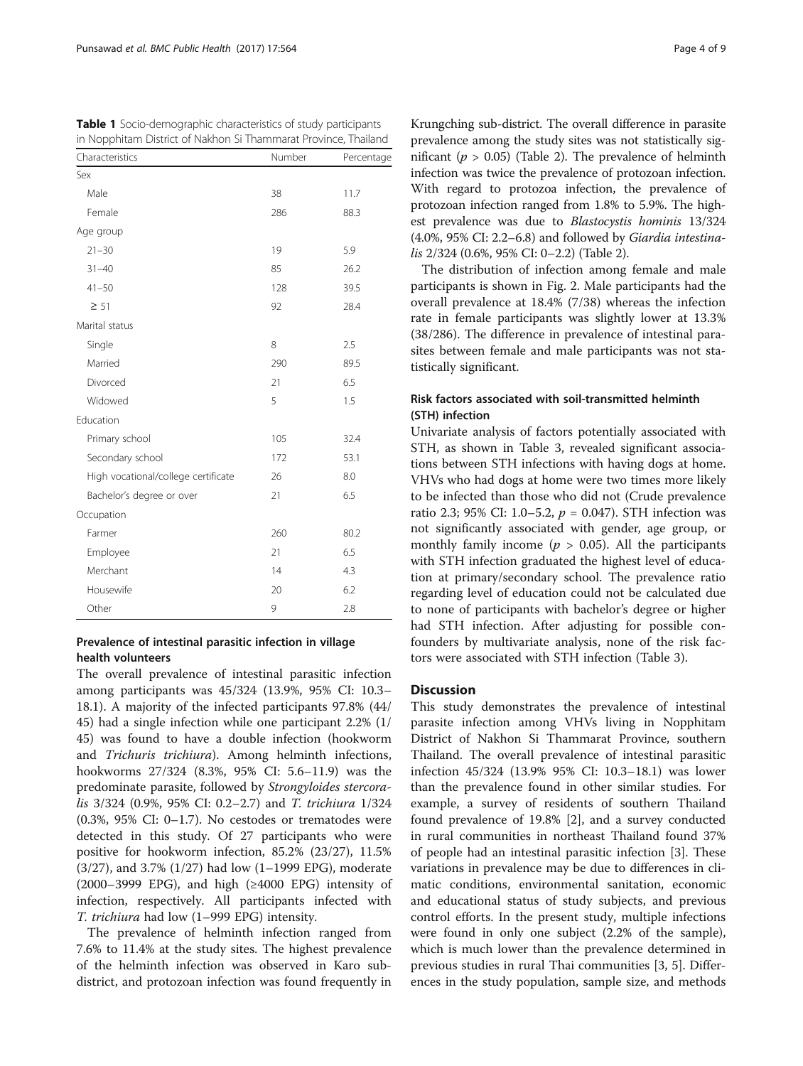**Table 1** Socio-demographic characteristics of study participants in Nopphitam District of Nakhon Si Thammarat Province, Thailand

| Characteristics | Number | Percentage |
|---|---|---|
| Sex | | |
| Male | 38 | 11.7 |
| Female | 286 | 88.3 |
| Age group | | |
| 21–30 | 19 | 5.9 |
| 31–40 | 85 | 26.2 |
| 41–50 | 128 | 39.5 |
| ≥ 51 | 92 | 28.4 |
| Marital status | | |
| Single | 8 | 2.5 |
| Married | 290 | 89.5 |
| Divorced | 21 | 6.5 |
| Widowed | 5 | 1.5 |
| Education | | |
| Primary school | 105 | 32.4 |
| Secondary school | 172 | 53.1 |
| High vocational/college certificate | 26 | 8.0 |
| Bachelor's degree or over | 21 | 6.5 |
| Occupation | | |
| Farmer | 260 | 80.2 |
| Employee | 21 | 6.5 |
| Merchant | 14 | 4.3 |
| Housewife | 20 | 6.2 |
| Other | 9 | 2.8 |

### Prevalence of intestinal parasitic infection in village health volunteers

The overall prevalence of intestinal parasitic infection among participants was 45/324 (13.9%, 95% CI: 10.3–18.1). A majority of the infected participants 97.8% (44/45) had a single infection while one participant 2.2% (1/45) was found to have a double infection (hookworm and *Trichuris trichiura*). Among helminth infections, hookworms 27/324 (8.3%, 95% CI: 5.6–11.9) was the predominate parasite, followed by *Strongyloides stercoralis* 3/324 (0.9%, 95% CI: 0.2–2.7) and *T. trichiura* 1/324 (0.3%, 95% CI: 0–1.7). No cestodes or trematodes were detected in this study. Of 27 participants who were positive for hookworm infection, 85.2% (23/27), 11.5% (3/27), and 3.7% (1/27) had low (1–1999 EPG), moderate (2000–3999 EPG), and high (≥4000 EPG) intensity of infection, respectively. All participants infected with *T. trichiura* had low (1–999 EPG) intensity.

The prevalence of helminth infection ranged from 7.6% to 11.4% at the study sites. The highest prevalence of the helminth infection was observed in Karo sub-district, and protozoan infection was found frequently in Krungching sub-district. The overall difference in parasite prevalence among the study sites was not statistically significant ($p > 0.05$) (Table 2). The prevalence of helminth infection was twice the prevalence of protozoan infection. With regard to protozoa infection, the prevalence of protozoan infection ranged from 1.8% to 5.9%. The highest prevalence was due to *Blastocystis hominis* 13/324 (4.0%, 95% CI: 2.2–6.8) and followed by *Giardia intestinalis* 2/324 (0.6%, 95% CI: 0–2.2) (Table 2).

The distribution of infection among female and male participants is shown in Fig. 2. Male participants had the overall prevalence at 18.4% (7/38) whereas the infection rate in female participants was slightly lower at 13.3% (38/286). The difference in prevalence of intestinal parasites between female and male participants was not statistically significant.

### Risk factors associated with soil-transmitted helminth (STH) infection

Univariate analysis of factors potentially associated with STH, as shown in Table 3, revealed significant associations between STH infections with having dogs at home. VHVs who had dogs at home were two times more likely to be infected than those who did not (Crude prevalence ratio 2.3; 95% CI: 1.0–5.2, $p = 0.047$). STH infection was not significantly associated with gender, age group, or monthly family income ($p > 0.05$). All the participants with STH infection graduated the highest level of education at primary/secondary school. The prevalence ratio regarding level of education could not be calculated due to none of participants with bachelor's degree or higher had STH infection. After adjusting for possible confounders by multivariate analysis, none of the risk factors were associated with STH infection (Table 3).

## Discussion

This study demonstrates the prevalence of intestinal parasite infection among VHVs living in Nopphitam District of Nakhon Si Thammarat Province, southern Thailand. The overall prevalence of intestinal parasitic infection 45/324 (13.9% 95% CI: 10.3–18.1) was lower than the prevalence found in other similar studies. For example, a survey of residents of southern Thailand found prevalence of 19.8% [2], and a survey conducted in rural communities in northeast Thailand found 37% of people had an intestinal parasitic infection [3]. These variations in prevalence may be due to differences in climatic conditions, environmental sanitation, economic and educational status of study subjects, and previous control efforts. In the present study, multiple infections were found in only one subject (2.2% of the sample), which is much lower than the prevalence determined in previous studies in rural Thai communities [3, 5]. Differences in the study population, sample size, and methods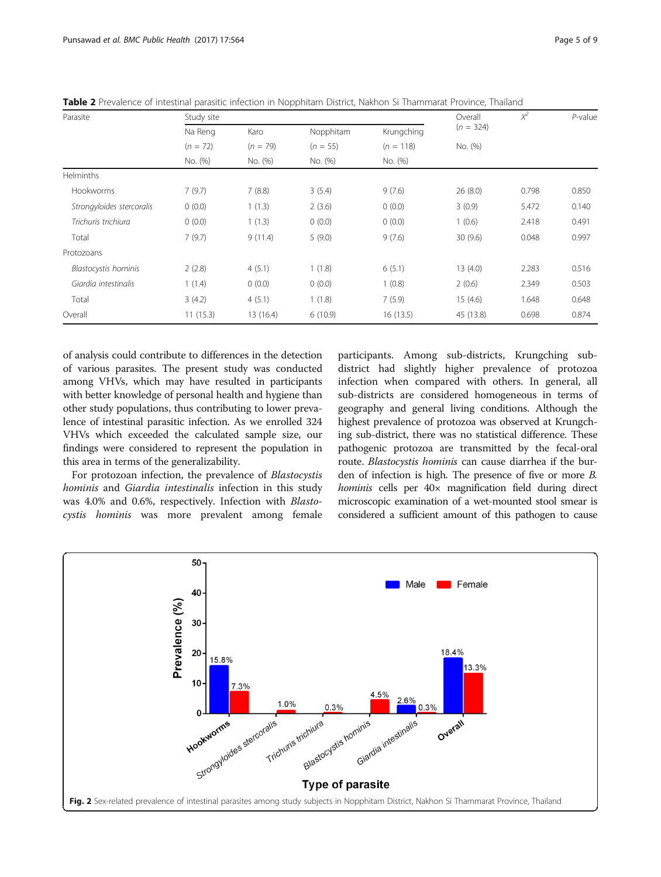**Table 2** Prevalence of intestinal parasitic infection in Nopphitam District, Nakhon Si Thammarat Province, Thailand

| Parasite | Study site | | | | Overall ($n$ = 324) | $X^2$ | $P$-value |
|---|---|---|---|---|---|---|---|
| | Na Reng ($n$ = 72) | Karo ($n$ = 79) | Nopphitam ($n$ = 55) | Krungching ($n$ = 118) | | | |
| | No. (%) | No. (%) | No. (%) | No. (%) | No. (%) | | |
| Helminths | | | | | | | |
| Hookworms | 7 (9.7) | 7 (8.8) | 3 (5.4) | 9 (7.6) | 26 (8.0) | 0.798 | 0.850 |
| *Strongyloides stercoralis* | 0 (0.0) | 1 (1.3) | 2 (3.6) | 0 (0.0) | 3 (0.9) | 5.472 | 0.140 |
| *Trichuris trichiura* | 0 (0.0) | 1 (1.3) | 0 (0.0) | 0 (0.0) | 1 (0.6) | 2.418 | 0.491 |
| Total | 7 (9.7) | 9 (11.4) | 5 (9.0) | 9 (7.6) | 30 (9.6) | 0.048 | 0.997 |
| Protozoans | | | | | | | |
| *Blastocystis hominis* | 2 (2.8) | 4 (5.1) | 1 (1.8) | 6 (5.1) | 13 (4.0) | 2.283 | 0.516 |
| *Giardia intestinalis* | 1 (1.4) | 0 (0.0) | 0 (0.0) | 1 (0.8) | 2 (0.6) | 2.349 | 0.503 |
| Total | 3 (4.2) | 4 (5.1) | 1 (1.8) | 7 (5.9) | 15 (4.6) | 1.648 | 0.648 |
| Overall | 11 (15.3) | 13 (16.4) | 6 (10.9) | 16 (13.5) | 45 (13.8) | 0.698 | 0.874 |

of analysis could contribute to differences in the detection of various parasites. The present study was conducted among VHVs, which may have resulted in participants with better knowledge of personal health and hygiene than other study populations, thus contributing to lower prevalence of intestinal parasitic infection. As we enrolled 324 VHVs which exceeded the calculated sample size, our findings were considered to represent the population in this area in terms of the generalizability.

For protozoan infection, the prevalence of *Blastocystis hominis* and *Giardia intestinalis* infection in this study was 4.0% and 0.6%, respectively. Infection with *Blastocystis hominis* was more prevalent among female participants. Among sub-districts, Krungching sub-district had slightly higher prevalence of protozoa infection when compared with others. In general, all sub-districts are considered homogeneous in terms of geography and general living conditions. Although the highest prevalence of protozoa was observed at Krungching sub-district, there was no statistical difference. These pathogenic protozoa are transmitted by the fecal-oral route. *Blastocystis hominis* can cause diarrhea if the burden of infection is high. The presence of five or more *B. hominis* cells per 40× magnification field during direct microscopic examination of a wet-mounted stool smear is considered a sufficient amount of this pathogen to cause

**Fig. 2** Sex-related prevalence of intestinal parasites among study subjects in Nopphitam District, Nakhon Si Thammarat Province, Thailand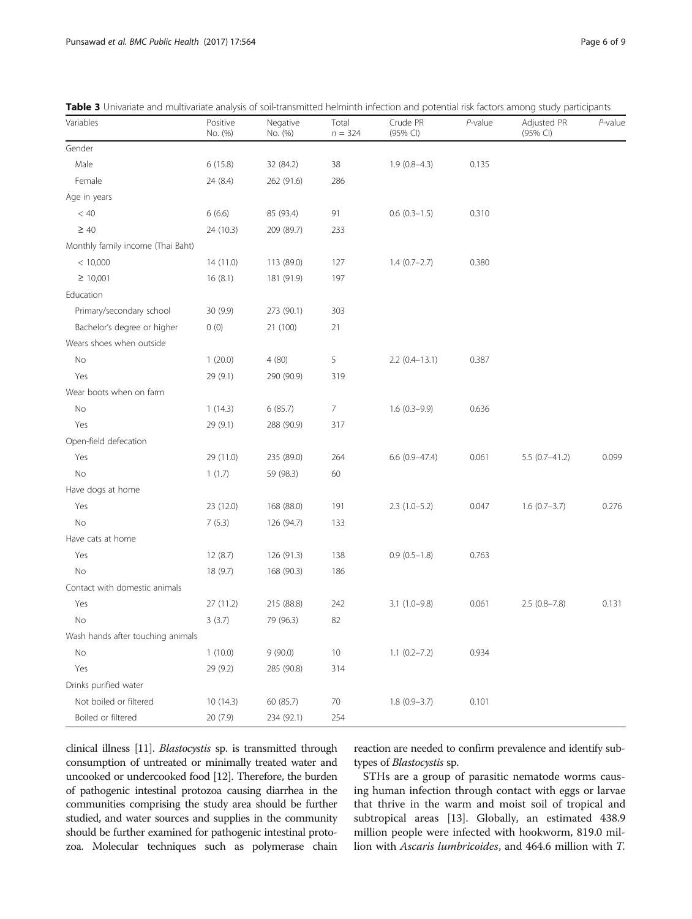**Table 3** Univariate and multivariate analysis of soil-transmitted helminth infection and potential risk factors among study participants

| Variables | Positive No. (%) | Negative No. (%) | Total $n = 324$ | Crude PR (95% CI) | *P*-value | Adjusted PR (95% CI) | *P*-value |
|---|---|---|---|---|---|---|---|
| Gender | | | | | | | |
| Male | 6 (15.8) | 32 (84.2) | 38 | 1.9 (0.8–4.3) | 0.135 | | |
| Female | 24 (8.4) | 262 (91.6) | 286 | | | | |
| Age in years | | | | | | | |
| < 40 | 6 (6.6) | 85 (93.4) | 91 | 0.6 (0.3–1.5) | 0.310 | | |
| ≥ 40 | 24 (10.3) | 209 (89.7) | 233 | | | | |
| Monthly family income (Thai Baht) | | | | | | | |
| < 10,000 | 14 (11.0) | 113 (89.0) | 127 | 1.4 (0.7–2.7) | 0.380 | | |
| ≥ 10,001 | 16 (8.1) | 181 (91.9) | 197 | | | | |
| Education | | | | | | | |
| Primary/secondary school | 30 (9.9) | 273 (90.1) | 303 | | | | |
| Bachelor's degree or higher | 0 (0) | 21 (100) | 21 | | | | |
| Wears shoes when outside | | | | | | | |
| No | 1 (20.0) | 4 (80) | 5 | 2.2 (0.4–13.1) | 0.387 | | |
| Yes | 29 (9.1) | 290 (90.9) | 319 | | | | |
| Wear boots when on farm | | | | | | | |
| No | 1 (14.3) | 6 (85.7) | 7 | 1.6 (0.3–9.9) | 0.636 | | |
| Yes | 29 (9.1) | 288 (90.9) | 317 | | | | |
| Open-field defecation | | | | | | | |
| Yes | 29 (11.0) | 235 (89.0) | 264 | 6.6 (0.9–47.4) | 0.061 | 5.5 (0.7–41.2) | 0.099 |
| No | 1 (1.7) | 59 (98.3) | 60 | | | | |
| Have dogs at home | | | | | | | |
| Yes | 23 (12.0) | 168 (88.0) | 191 | 2.3 (1.0–5.2) | 0.047 | 1.6 (0.7–3.7) | 0.276 |
| No | 7 (5.3) | 126 (94.7) | 133 | | | | |
| Have cats at home | | | | | | | |
| Yes | 12 (8.7) | 126 (91.3) | 138 | 0.9 (0.5–1.8) | 0.763 | | |
| No | 18 (9.7) | 168 (90.3) | 186 | | | | |
| Contact with domestic animals | | | | | | | |
| Yes | 27 (11.2) | 215 (88.8) | 242 | 3.1 (1.0–9.8) | 0.061 | 2.5 (0.8–7.8) | 0.131 |
| No | 3 (3.7) | 79 (96.3) | 82 | | | | |
| Wash hands after touching animals | | | | | | | |
| No | 1 (10.0) | 9 (90.0) | 10 | 1.1 (0.2–7.2) | 0.934 | | |
| Yes | 29 (9.2) | 285 (90.8) | 314 | | | | |
| Drinks purified water | | | | | | | |
| Not boiled or filtered | 10 (14.3) | 60 (85.7) | 70 | 1.8 (0.9–3.7) | 0.101 | | |
| Boiled or filtered | 20 (7.9) | 234 (92.1) | 254 | | | | |

clinical illness [11]. *Blastocystis* sp. is transmitted through consumption of untreated or minimally treated water and uncooked or undercooked food [12]. Therefore, the burden of pathogenic intestinal protozoa causing diarrhea in the communities comprising the study area should be further studied, and water sources and supplies in the community should be further examined for pathogenic intestinal protozoa. Molecular techniques such as polymerase chain reaction are needed to confirm prevalence and identify subtypes of *Blastocystis* sp.

STHs are a group of parasitic nematode worms causing human infection through contact with eggs or larvae that thrive in the warm and moist soil of tropical and subtropical areas [13]. Globally, an estimated 438.9 million people were infected with hookworm, 819.0 million with *Ascaris lumbricoides*, and 464.6 million with *T.*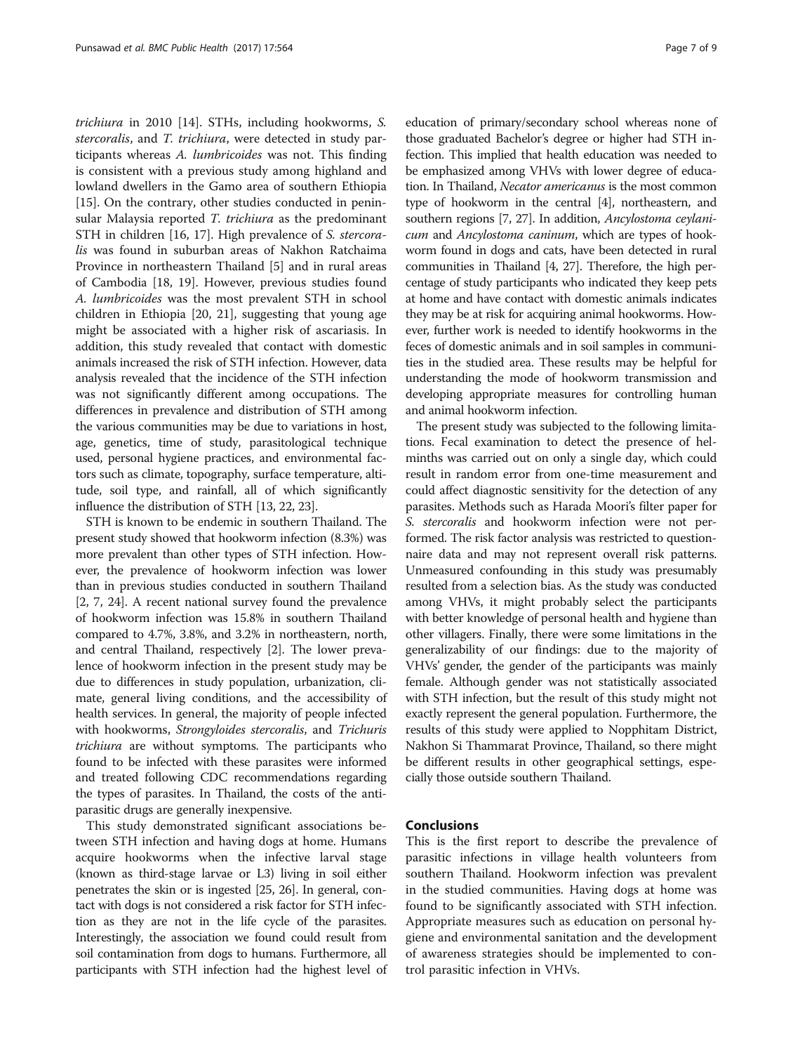*trichiura* in 2010 [14]. STHs, including hookworms, *S. stercoralis*, and *T. trichiura*, were detected in study participants whereas *A. lumbricoides* was not. This finding is consistent with a previous study among highland and lowland dwellers in the Gamo area of southern Ethiopia [15]. On the contrary, other studies conducted in peninsular Malaysia reported *T. trichiura* as the predominant STH in children [16, 17]. High prevalence of *S. stercoralis* was found in suburban areas of Nakhon Ratchaima Province in northeastern Thailand [5] and in rural areas of Cambodia [18, 19]. However, previous studies found *A. lumbricoides* was the most prevalent STH in school children in Ethiopia [20, 21], suggesting that young age might be associated with a higher risk of ascariasis. In addition, this study revealed that contact with domestic animals increased the risk of STH infection. However, data analysis revealed that the incidence of the STH infection was not significantly different among occupations. The differences in prevalence and distribution of STH among the various communities may be due to variations in host, age, genetics, time of study, parasitological technique used, personal hygiene practices, and environmental factors such as climate, topography, surface temperature, altitude, soil type, and rainfall, all of which significantly influence the distribution of STH [13, 22, 23].

STH is known to be endemic in southern Thailand. The present study showed that hookworm infection (8.3%) was more prevalent than other types of STH infection. However, the prevalence of hookworm infection was lower than in previous studies conducted in southern Thailand [2, 7, 24]. A recent national survey found the prevalence of hookworm infection was 15.8% in southern Thailand compared to 4.7%, 3.8%, and 3.2% in northeastern, north, and central Thailand, respectively [2]. The lower prevalence of hookworm infection in the present study may be due to differences in study population, urbanization, climate, general living conditions, and the accessibility of health services. In general, the majority of people infected with hookworms, *Strongyloides stercoralis*, and *Trichuris trichiura* are without symptoms. The participants who found to be infected with these parasites were informed and treated following CDC recommendations regarding the types of parasites. In Thailand, the costs of the antiparasitic drugs are generally inexpensive.

This study demonstrated significant associations between STH infection and having dogs at home. Humans acquire hookworms when the infective larval stage (known as third-stage larvae or L3) living in soil either penetrates the skin or is ingested [25, 26]. In general, contact with dogs is not considered a risk factor for STH infection as they are not in the life cycle of the parasites. Interestingly, the association we found could result from soil contamination from dogs to humans. Furthermore, all participants with STH infection had the highest level of education of primary/secondary school whereas none of those graduated Bachelor's degree or higher had STH infection. This implied that health education was needed to be emphasized among VHVs with lower degree of education. In Thailand, *Necator americanus* is the most common type of hookworm in the central [4], northeastern, and southern regions [7, 27]. In addition, *Ancylostoma ceylanicum* and *Ancylostoma caninum*, which are types of hookworm found in dogs and cats, have been detected in rural communities in Thailand [4, 27]. Therefore, the high percentage of study participants who indicated they keep pets at home and have contact with domestic animals indicates they may be at risk for acquiring animal hookworms. However, further work is needed to identify hookworms in the feces of domestic animals and in soil samples in communities in the studied area. These results may be helpful for understanding the mode of hookworm transmission and developing appropriate measures for controlling human and animal hookworm infection.

The present study was subjected to the following limitations. Fecal examination to detect the presence of helminths was carried out on only a single day, which could result in random error from one-time measurement and could affect diagnostic sensitivity for the detection of any parasites. Methods such as Harada Moori's filter paper for *S. stercoralis* and hookworm infection were not performed. The risk factor analysis was restricted to questionnaire data and may not represent overall risk patterns. Unmeasured confounding in this study was presumably resulted from a selection bias. As the study was conducted among VHVs, it might probably select the participants with better knowledge of personal health and hygiene than other villagers. Finally, there were some limitations in the generalizability of our findings: due to the majority of VHVs' gender, the gender of the participants was mainly female. Although gender was not statistically associated with STH infection, but the result of this study might not exactly represent the general population. Furthermore, the results of this study were applied to Nopphitam District, Nakhon Si Thammarat Province, Thailand, so there might be different results in other geographical settings, especially those outside southern Thailand.

## Conclusions

This is the first report to describe the prevalence of parasitic infections in village health volunteers from southern Thailand. Hookworm infection was prevalent in the studied communities. Having dogs at home was found to be significantly associated with STH infection. Appropriate measures such as education on personal hygiene and environmental sanitation and the development of awareness strategies should be implemented to control parasitic infection in VHVs.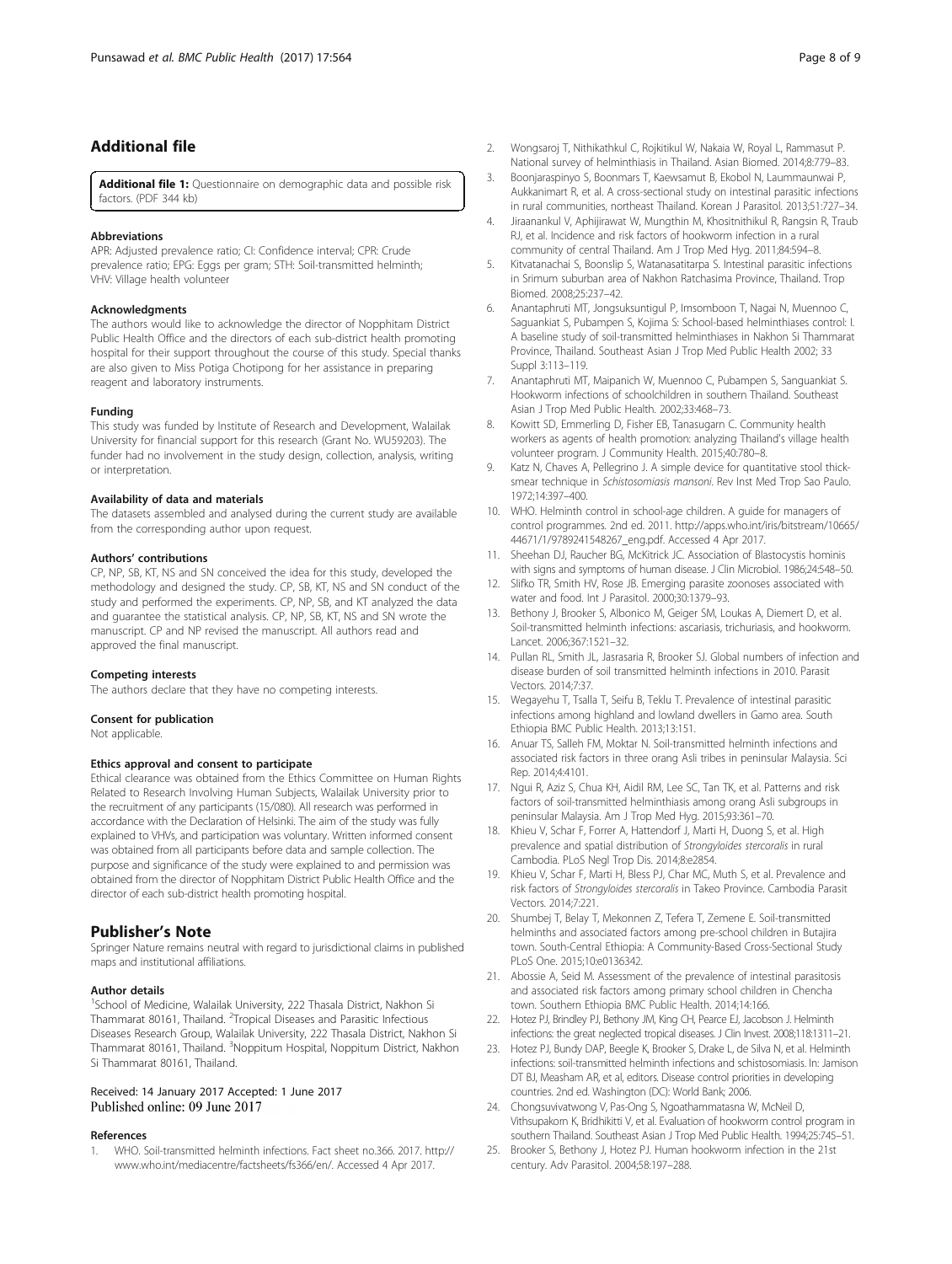## Additional file

**Additional file 1:** Questionnaire on demographic data and possible risk factors. (PDF 344 kb)

#### Abbreviations

APR: Adjusted prevalence ratio; CI: Confidence interval; CPR: Crude prevalence ratio; EPG: Eggs per gram; STH: Soil-transmitted helminth; VHV: Village health volunteer

#### Acknowledgments

The authors would like to acknowledge the director of Nopphitam District Public Health Office and the directors of each sub-district health promoting hospital for their support throughout the course of this study. Special thanks are also given to Miss Potiga Chotipong for her assistance in preparing reagent and laboratory instruments.

#### Funding

This study was funded by Institute of Research and Development, Walailak University for financial support for this research (Grant No. WU59203). The funder had no involvement in the study design, collection, analysis, writing or interpretation.

#### Availability of data and materials

The datasets assembled and analysed during the current study are available from the corresponding author upon request.

#### Authors' contributions

CP, NP, SB, KT, NS and SN conceived the idea for this study, developed the methodology and designed the study. CP, SB, KT, NS and SN conduct of the study and performed the experiments. CP, NP, SB, and KT analyzed the data and guarantee the statistical analysis. CP, NP, SB, KT, NS and SN wrote the manuscript. CP and NP revised the manuscript. All authors read and approved the final manuscript.

#### Competing interests

The authors declare that they have no competing interests.

#### Consent for publication

Not applicable.

#### Ethics approval and consent to participate

Ethical clearance was obtained from the Ethics Committee on Human Rights Related to Research Involving Human Subjects, Walailak University prior to the recruitment of any participants (15/080). All research was performed in accordance with the Declaration of Helsinki. The aim of the study was fully explained to VHVs, and participation was voluntary. Written informed consent was obtained from all participants before data and sample collection. The purpose and significance of the study were explained to and permission was obtained from the director of Nopphitam District Public Health Office and the director of each sub-district health promoting hospital.

## Publisher's Note

Springer Nature remains neutral with regard to jurisdictional claims in published maps and institutional affiliations.

#### Author details

[1]School of Medicine, Walailak University, 222 Thasala District, Nakhon Si Thammarat 80161, Thailand. [2]Tropical Diseases and Parasitic Infectious Diseases Research Group, Walailak University, 222 Thasala District, Nakhon Si Thammarat 80161, Thailand. [3]Noppitum Hospital, Noppitum District, Nakhon Si Thammarat 80161, Thailand.

Received: 14 January 2017 Accepted: 1 June 2017
Published online: 09 June 2017

#### References

1. WHO. Soil-transmitted helminth infections. Fact sheet no.366. 2017. http://www.who.int/mediacentre/factsheets/fs366/en/. Accessed 4 Apr 2017.
2. Wongsaroj T, Nithikathkul C, Rojkitikul W, Nakaia W, Royal L, Rammasut P. National survey of helminthiasis in Thailand. Asian Biomed. 2014;8:779–83.
3. Boonjaraspinyo S, Boonmars T, Kaewsamut B, Ekobol N, Laummaunwai P, Aukkanimart R, et al. A cross-sectional study on intestinal parasitic infections in rural communities, northeast Thailand. Korean J Parasitol. 2013;51:727–34.
4. Jiraanankul V, Aphijirawat W, Mungthin M, Khositnithikul R, Rangsin R, Traub RJ, et al. Incidence and risk factors of hookworm infection in a rural community of central Thailand. Am J Trop Med Hyg. 2011;84:594–8.
5. Kitvatanachai S, Boonslip S, Watanasatitarpa S. Intestinal parasitic infections in Srimum suburban area of Nakhon Ratchasima Province, Thailand. Trop Biomed. 2008;25:237–42.
6. Anantaphruti MT, Jongsuksuntigul P, Imsomboon T, Nagai N, Muennoo C, Saguankiat S, Pubampen S, Kojima S: School-based helminthiases control: I. A baseline study of soil-transmitted helminthiases in Nakhon Si Thammarat Province, Thailand. Southeast Asian J Trop Med Public Health 2002; 33 Suppl 3:113–119.
7. Anantaphruti MT, Maipanich W, Muennoo C, Pubampen S, Sanguankiat S. Hookworm infections of schoolchildren in southern Thailand. Southeast Asian J Trop Med Public Health. 2002;33:468–73.
8. Kowitt SD, Emmerling D, Fisher EB, Tanasugarn C. Community health workers as agents of health promotion: analyzing Thailand's village health volunteer program. J Community Health. 2015;40:780–8.
9. Katz N, Chaves A, Pellegrino J. A simple device for quantitative stool thick-smear technique in *Schistosomiasis mansoni*. Rev Inst Med Trop Sao Paulo. 1972;14:397–400.
10. WHO. Helminth control in school-age children. A guide for managers of control programmes. 2nd ed. 2011. http://apps.who.int/iris/bitstream/10665/44671/1/9789241548267_eng.pdf. Accessed 4 Apr 2017.
11. Sheehan DJ, Raucher BG, McKitrick JC. Association of Blastocystis hominis with signs and symptoms of human disease. J Clin Microbiol. 1986;24:548–50.
12. Slifko TR, Smith HV, Rose JB. Emerging parasite zoonoses associated with water and food. Int J Parasitol. 2000;30:1379–93.
13. Bethony J, Brooker S, Albonico M, Geiger SM, Loukas A, Diemert D, et al. Soil-transmitted helminth infections: ascariasis, trichuriasis, and hookworm. Lancet. 2006;367:1521–32.
14. Pullan RL, Smith JL, Jasrasaria R, Brooker SJ. Global numbers of infection and disease burden of soil transmitted helminth infections in 2010. Parasit Vectors. 2014;7:37.
15. Wegayehu T, Tsalla T, Seifu B, Teklu T. Prevalence of intestinal parasitic infections among highland and lowland dwellers in Gamo area. South Ethiopia BMC Public Health. 2013;13:151.
16. Anuar TS, Salleh FM, Moktar N. Soil-transmitted helminth infections and associated risk factors in three orang Asli tribes in peninsular Malaysia. Sci Rep. 2014;4:4101.
17. Ngui R, Aziz S, Chua KH, Aidil RM, Lee SC, Tan TK, et al. Patterns and risk factors of soil-transmitted helminthiasis among orang Asli subgroups in peninsular Malaysia. Am J Trop Med Hyg. 2015;93:361–70.
18. Khieu V, Schar F, Forrer A, Hattendorf J, Marti H, Duong S, et al. High prevalence and spatial distribution of *Strongyloides stercoralis* in rural Cambodia. PLoS Negl Trop Dis. 2014;8:e2854.
19. Khieu V, Schar F, Marti H, Bless PJ, Char MC, Muth S, et al. Prevalence and risk factors of *Strongyloides stercoralis* in Takeo Province. Cambodia Parasit Vectors. 2014;7:221.
20. Shumbej T, Belay T, Mekonnen Z, Tefera T, Zemene E. Soil-transmitted helminths and associated factors among pre-school children in Butajira town. South-Central Ethiopia: A Community-Based Cross-Sectional Study PLoS One. 2015;10:e0136342.
21. Abossie A, Seid M. Assessment of the prevalence of intestinal parasitosis and associated risk factors among primary school children in Chencha town. Southern Ethiopia BMC Public Health. 2014;14:166.
22. Hotez PJ, Brindley PJ, Bethony JM, King CH, Pearce EJ, Jacobson J. Helminth infections: the great neglected tropical diseases. J Clin Invest. 2008;118:1311–21.
23. Hotez PJ, Bundy DAP, Beegle K, Brooker S, Drake L, de Silva N, et al. Helminth infections: soil-transmitted helminth infections and schistosomiasis. In: Jamison DT BJ, Measham AR, et al, editors. Disease control priorities in developing countries. 2nd ed. Washington (DC): World Bank; 2006.
24. Chongsuvivatwong V, Pas-Ong S, Ngoathammatasna W, McNeil D, Vithsupakorn K, Bridhikitti V, et al. Evaluation of hookworm control program in southern Thailand. Southeast Asian J Trop Med Public Health. 1994;25:745–51.
25. Brooker S, Bethony J, Hotez PJ. Human hookworm infection in the 21st century. Adv Parasitol. 2004;58:197–288.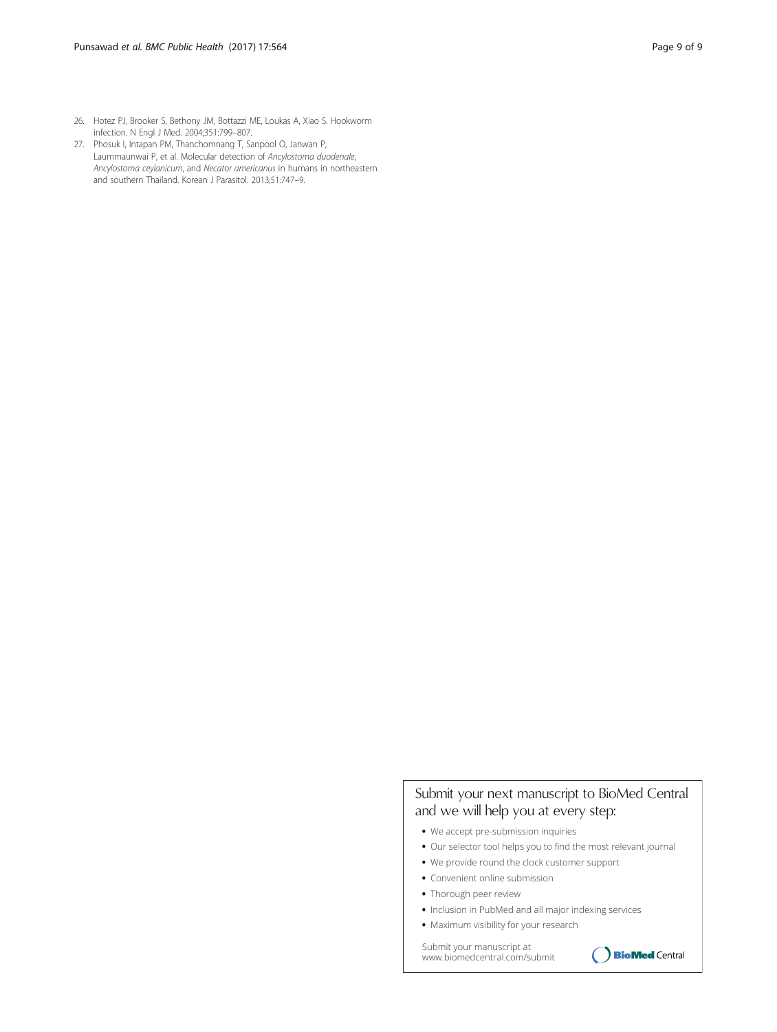26. Hotez PJ, Brooker S, Bethony JM, Bottazzi ME, Loukas A, Xiao S. Hookworm infection. N Engl J Med. 2004;351:799–807.
27. Phosuk I, Intapan PM, Thanchomnang T, Sanpool O, Janwan P, Laummaunwai P, et al. Molecular detection of *Ancylostoma duodenale*, *Ancylostoma ceylanicum*, and *Necator americanus* in humans in northeastern and southern Thailand. Korean J Parasitol. 2013;51:747–9.

Submit your next manuscript to BioMed Central and we will help you at every step:

- We accept pre-submission inquiries
- Our selector tool helps you to find the most relevant journal
- We provide round the clock customer support
- Convenient online submission
- Thorough peer review
- Inclusion in PubMed and all major indexing services
- Maximum visibility for your research

Submit your manuscript at
www.biomedcentral.com/submit

BioMed Central